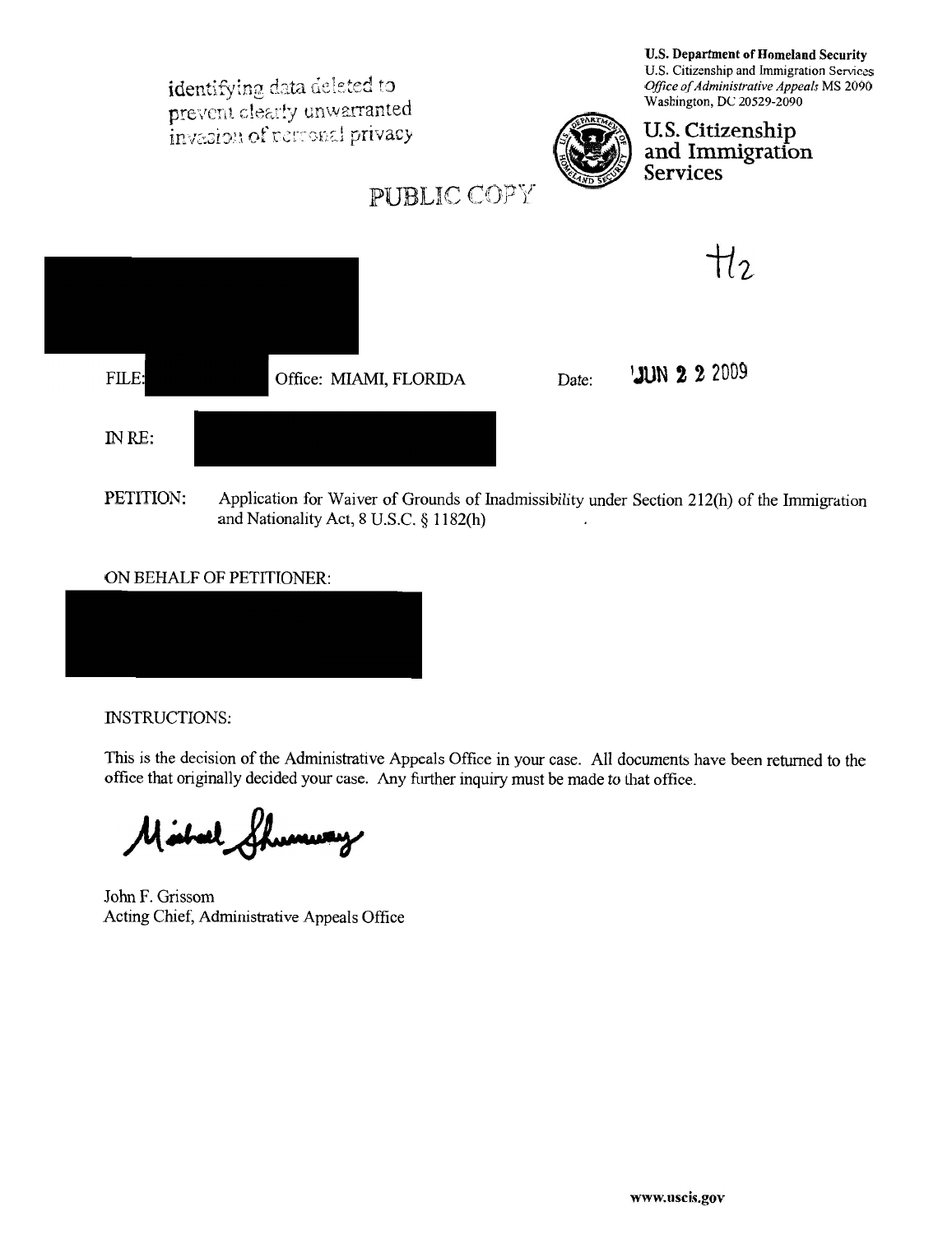identifying data deleted to prevent clearly unwarranted invasion of personal privacy

PUBLIC COPY

**U.S. Department of Homeland Security**
U.S. Citizenship and Immigration Services
*Office of Administrative Appeals* MS 2090
Washington, DC 20529-2090

**U.S. Citizenship and Immigration Services**

H2

FILE: Office: MIAMI, FLORIDA Date: JUN 2 2 2009

IN RE:

PETITION: Application for Waiver of Grounds of Inadmissibility under Section 212(h) of the Immigration and Nationality Act, 8 U.S.C. § 1182(h)

ON BEHALF OF PETITIONER:

INSTRUCTIONS:

This is the decision of the Administrative Appeals Office in your case. All documents have been returned to the office that originally decided your case. Any further inquiry must be made to that office.

Michael Shumway

John F. Grissom
Acting Chief, Administrative Appeals Office

www.uscis.gov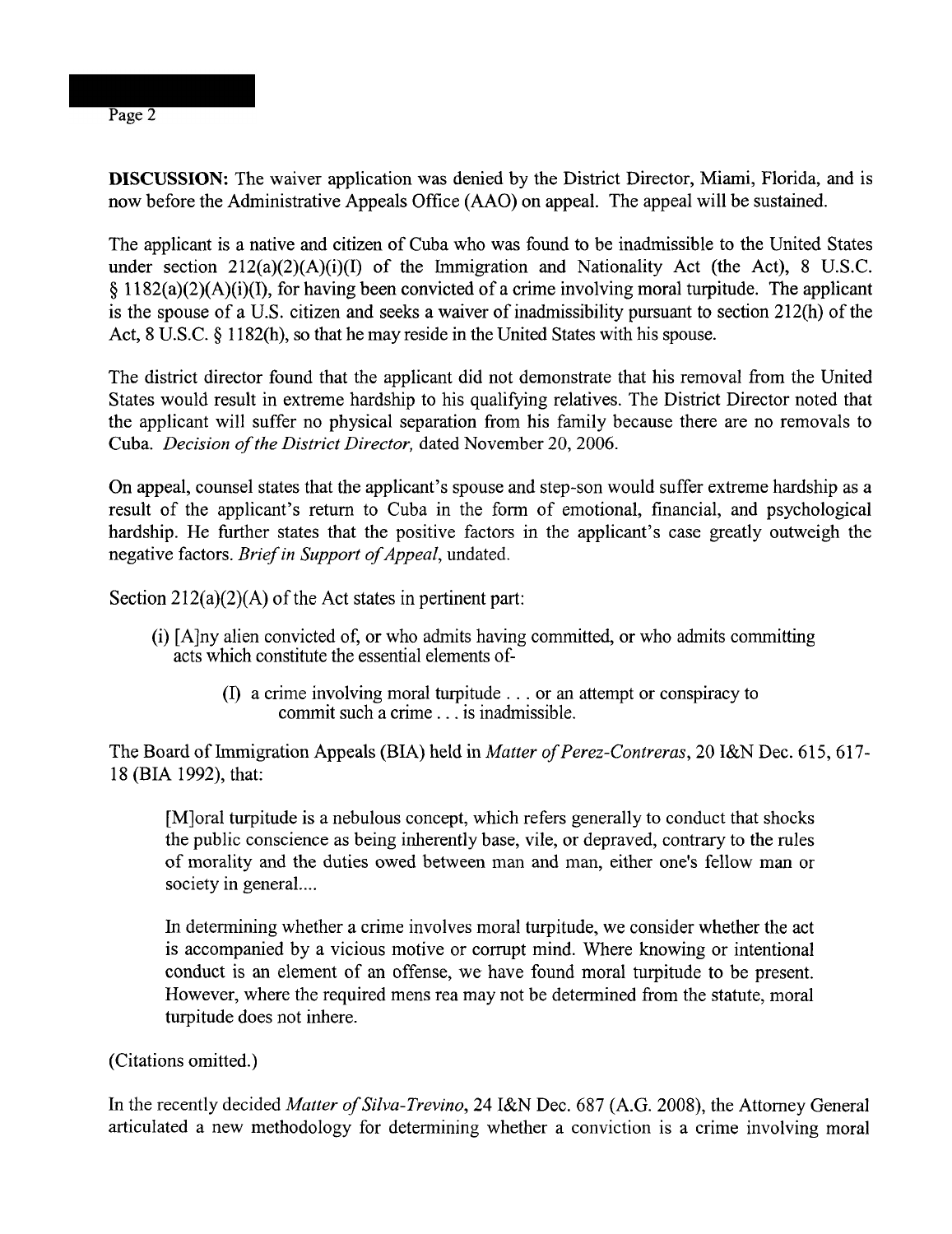**DISCUSSION:** The waiver application was denied by the District Director, Miami, Florida, and is now before the Administrative Appeals Office (AAO) on appeal. The appeal will be sustained.

The applicant is a native and citizen of Cuba who was found to be inadmissible to the United States under section 212(a)(2)(A)(i)(I) of the Immigration and Nationality Act (the Act), 8 U.S.C. § 1182(a)(2)(A)(i)(I), for having been convicted of a crime involving moral turpitude. The applicant is the spouse of a U.S. citizen and seeks a waiver of inadmissibility pursuant to section 212(h) of the Act, 8 U.S.C. § 1182(h), so that he may reside in the United States with his spouse.

The district director found that the applicant did not demonstrate that his removal from the United States would result in extreme hardship to his qualifying relatives. The District Director noted that the applicant will suffer no physical separation from his family because there are no removals to Cuba. *Decision of the District Director,* dated November 20, 2006.

On appeal, counsel states that the applicant's spouse and step-son would suffer extreme hardship as a result of the applicant's return to Cuba in the form of emotional, financial, and psychological hardship. He further states that the positive factors in the applicant's case greatly outweigh the negative factors. *Brief in Support of Appeal*, undated.

Section 212(a)(2)(A) of the Act states in pertinent part:

> (i) [A]ny alien convicted of, or who admits having committed, or who admits committing acts which constitute the essential elements of-
>
> > (I) a crime involving moral turpitude . . . or an attempt or conspiracy to commit such a crime . . . is inadmissible.

The Board of Immigration Appeals (BIA) held in *Matter of Perez-Contreras*, 20 I&N Dec. 615, 617-18 (BIA 1992), that:

> [M]oral turpitude is a nebulous concept, which refers generally to conduct that shocks the public conscience as being inherently base, vile, or depraved, contrary to the rules of morality and the duties owed between man and man, either one's fellow man or society in general....
>
> In determining whether a crime involves moral turpitude, we consider whether the act is accompanied by a vicious motive or corrupt mind. Where knowing or intentional conduct is an element of an offense, we have found moral turpitude to be present. However, where the required mens rea may not be determined from the statute, moral turpitude does not inhere.

(Citations omitted.)

In the recently decided *Matter of Silva-Trevino*, 24 I&N Dec. 687 (A.G. 2008), the Attorney General articulated a new methodology for determining whether a conviction is a crime involving moral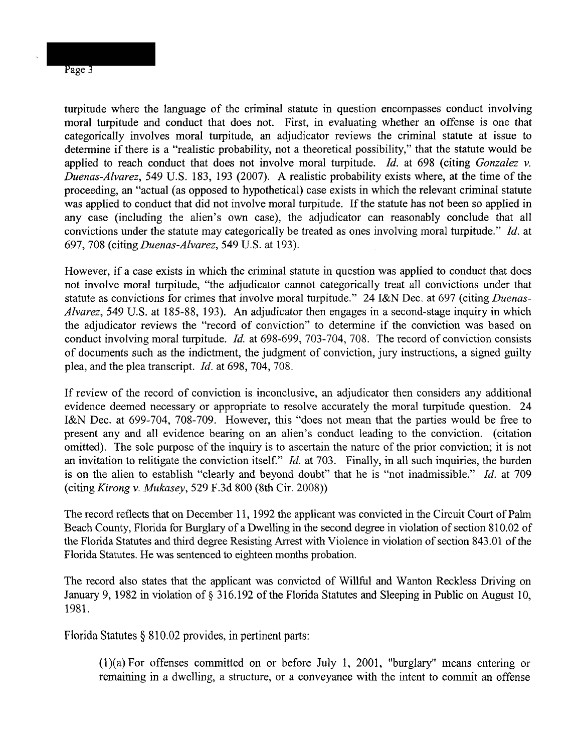turpitude where the language of the criminal statute in question encompasses conduct involving moral turpitude and conduct that does not. First, in evaluating whether an offense is one that categorically involves moral turpitude, an adjudicator reviews the criminal statute at issue to determine if there is a "realistic probability, not a theoretical possibility," that the statute would be applied to reach conduct that does not involve moral turpitude. *Id.* at 698 (citing *Gonzalez v. Duenas-Alvarez*, 549 U.S. 183, 193 (2007). A realistic probability exists where, at the time of the proceeding, an "actual (as opposed to hypothetical) case exists in which the relevant criminal statute was applied to conduct that did not involve moral turpitude. If the statute has not been so applied in any case (including the alien's own case), the adjudicator can reasonably conclude that all convictions under the statute may categorically be treated as ones involving moral turpitude." *Id.* at 697, 708 (citing *Duenas-Alvarez*, 549 U.S. at 193).

However, if a case exists in which the criminal statute in question was applied to conduct that does not involve moral turpitude, "the adjudicator cannot categorically treat all convictions under that statute as convictions for crimes that involve moral turpitude." 24 I&N Dec. at 697 (citing *Duenas-Alvarez*, 549 U.S. at 185-88, 193). An adjudicator then engages in a second-stage inquiry in which the adjudicator reviews the "record of conviction" to determine if the conviction was based on conduct involving moral turpitude. *Id.* at 698-699, 703-704, 708. The record of conviction consists of documents such as the indictment, the judgment of conviction, jury instructions, a signed guilty plea, and the plea transcript. *Id.* at 698, 704, 708.

If review of the record of conviction is inconclusive, an adjudicator then considers any additional evidence deemed necessary or appropriate to resolve accurately the moral turpitude question. 24 I&N Dec. at 699-704, 708-709. However, this "does not mean that the parties would be free to present any and all evidence bearing on an alien's conduct leading to the conviction. (citation omitted). The sole purpose of the inquiry is to ascertain the nature of the prior conviction; it is not an invitation to relitigate the conviction itself." *Id.* at 703. Finally, in all such inquiries, the burden is on the alien to establish "clearly and beyond doubt" that he is "not inadmissible." *Id.* at 709 (citing *Kirong v. Mukasey*, 529 F.3d 800 (8th Cir. 2008))

The record reflects that on December 11, 1992 the applicant was convicted in the Circuit Court of Palm Beach County, Florida for Burglary of a Dwelling in the second degree in violation of section 810.02 of the Florida Statutes and third degree Resisting Arrest with Violence in violation of section 843.01 of the Florida Statutes. He was sentenced to eighteen months probation.

The record also states that the applicant was convicted of Willful and Wanton Reckless Driving on January 9, 1982 in violation of § 316.192 of the Florida Statutes and Sleeping in Public on August 10, 1981.

Florida Statutes § 810.02 provides, in pertinent parts:

> (1)(a) For offenses committed on or before July 1, 2001, "burglary" means entering or remaining in a dwelling, a structure, or a conveyance with the intent to commit an offense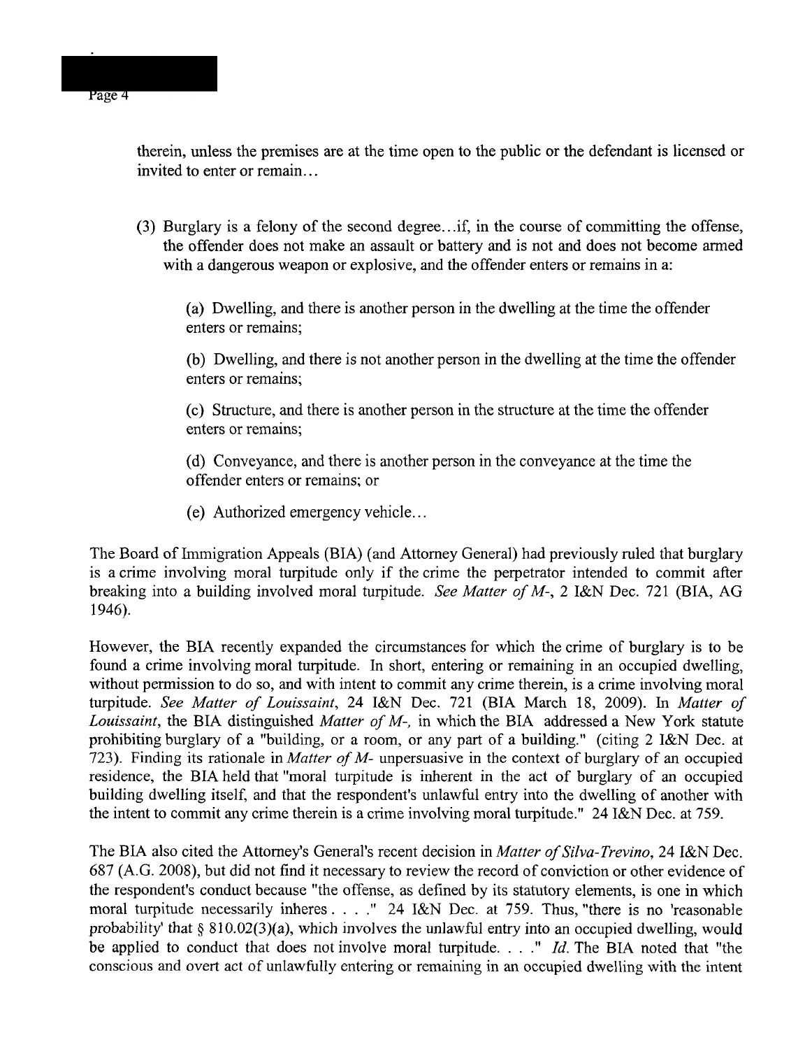therein, unless the premises are at the time open to the public or the defendant is licensed or invited to enter or remain…

> (3) Burglary is a felony of the second degree…if, in the course of committing the offense, the offender does not make an assault or battery and is not and does not become armed with a dangerous weapon or explosive, and the offender enters or remains in a:
>
> (a) Dwelling, and there is another person in the dwelling at the time the offender enters or remains;
>
> (b) Dwelling, and there is not another person in the dwelling at the time the offender enters or remains;
>
> (c) Structure, and there is another person in the structure at the time the offender enters or remains;
>
> (d) Conveyance, and there is another person in the conveyance at the time the offender enters or remains; or
>
> (e) Authorized emergency vehicle…

The Board of Immigration Appeals (BIA) (and Attorney General) had previously ruled that burglary is a crime involving moral turpitude only if the crime the perpetrator intended to commit after breaking into a building involved moral turpitude. *See Matter of M-*, 2 I&N Dec. 721 (BIA, AG 1946).

However, the BIA recently expanded the circumstances for which the crime of burglary is to be found a crime involving moral turpitude. In short, entering or remaining in an occupied dwelling, without permission to do so, and with intent to commit any crime therein, is a crime involving moral turpitude. *See Matter of Louissaint*, 24 I&N Dec. 721 (BIA March 18, 2009). In *Matter of Louissaint*, the BIA distinguished *Matter of M-*, in which the BIA addressed a New York statute prohibiting burglary of a "building, or a room, or any part of a building." (citing 2 I&N Dec. at 723). Finding its rationale in *Matter of M-* unpersuasive in the context of burglary of an occupied residence, the BIA held that "moral turpitude is inherent in the act of burglary of an occupied building dwelling itself, and that the respondent's unlawful entry into the dwelling of another with the intent to commit any crime therein is a crime involving moral turpitude." 24 I&N Dec. at 759.

The BIA also cited the Attorney's General's recent decision in *Matter of Silva-Trevino*, 24 I&N Dec. 687 (A.G. 2008), but did not find it necessary to review the record of conviction or other evidence of the respondent's conduct because "the offense, as defined by its statutory elements, is one in which moral turpitude necessarily inheres . . . ." 24 I&N Dec. at 759. Thus, "there is no 'reasonable probability' that § 810.02(3)(a), which involves the unlawful entry into an occupied dwelling, would be applied to conduct that does not involve moral turpitude. . . ." *Id.* The BIA noted that "the conscious and overt act of unlawfully entering or remaining in an occupied dwelling with the intent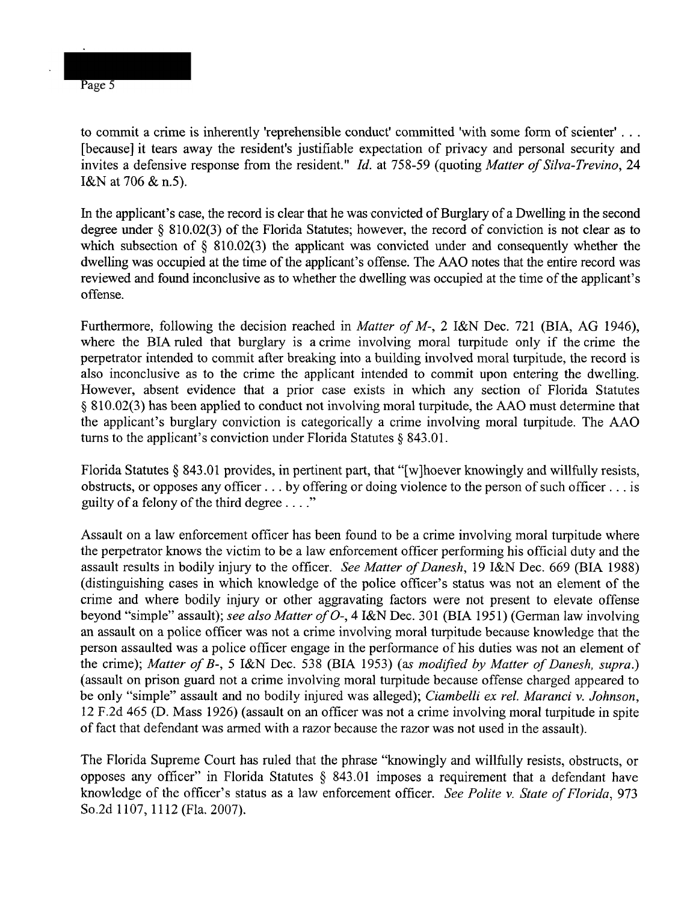to commit a crime is inherently 'reprehensible conduct' committed 'with some form of scienter' . . . [because] it tears away the resident's justifiable expectation of privacy and personal security and invites a defensive response from the resident." *Id.* at 758-59 (quoting *Matter of Silva-Trevino*, 24 I&N at 706 & n.5).

In the applicant's case, the record is clear that he was convicted of Burglary of a Dwelling in the second degree under § 810.02(3) of the Florida Statutes; however, the record of conviction is not clear as to which subsection of § 810.02(3) the applicant was convicted under and consequently whether the dwelling was occupied at the time of the applicant's offense. The AAO notes that the entire record was reviewed and found inconclusive as to whether the dwelling was occupied at the time of the applicant's offense.

Furthermore, following the decision reached in *Matter of M-*, 2 I&N Dec. 721 (BIA, AG 1946), where the BIA ruled that burglary is a crime involving moral turpitude only if the crime the perpetrator intended to commit after breaking into a building involved moral turpitude, the record is also inconclusive as to the crime the applicant intended to commit upon entering the dwelling. However, absent evidence that a prior case exists in which any section of Florida Statutes § 810.02(3) has been applied to conduct not involving moral turpitude, the AAO must determine that the applicant's burglary conviction is categorically a crime involving moral turpitude. The AAO turns to the applicant's conviction under Florida Statutes § 843.01.

Florida Statutes § 843.01 provides, in pertinent part, that "[w]hoever knowingly and willfully resists, obstructs, or opposes any officer . . . by offering or doing violence to the person of such officer . . . is guilty of a felony of the third degree . . . ."

Assault on a law enforcement officer has been found to be a crime involving moral turpitude where the perpetrator knows the victim to be a law enforcement officer performing his official duty and the assault results in bodily injury to the officer. *See Matter of Danesh*, 19 I&N Dec. 669 (BIA 1988) (distinguishing cases in which knowledge of the police officer's status was not an element of the crime and where bodily injury or other aggravating factors were not present to elevate offense beyond "simple" assault); *see also Matter of O-*, 4 I&N Dec. 301 (BIA 1951) (German law involving an assault on a police officer was not a crime involving moral turpitude because knowledge that the person assaulted was a police officer engage in the performance of his duties was not an element of the crime); *Matter of B-*, 5 I&N Dec. 538 (BIA 1953) (*as modified by Matter of Danesh, supra.*) (assault on prison guard not a crime involving moral turpitude because offense charged appeared to be only "simple" assault and no bodily injured was alleged); *Ciambelli ex rel. Maranci v. Johnson*, 12 F.2d 465 (D. Mass 1926) (assault on an officer was not a crime involving moral turpitude in spite of fact that defendant was armed with a razor because the razor was not used in the assault).

The Florida Supreme Court has ruled that the phrase "knowingly and willfully resists, obstructs, or opposes any officer" in Florida Statutes § 843.01 imposes a requirement that a defendant have knowledge of the officer's status as a law enforcement officer. *See Polite v. State of Florida*, 973 So.2d 1107, 1112 (Fla. 2007).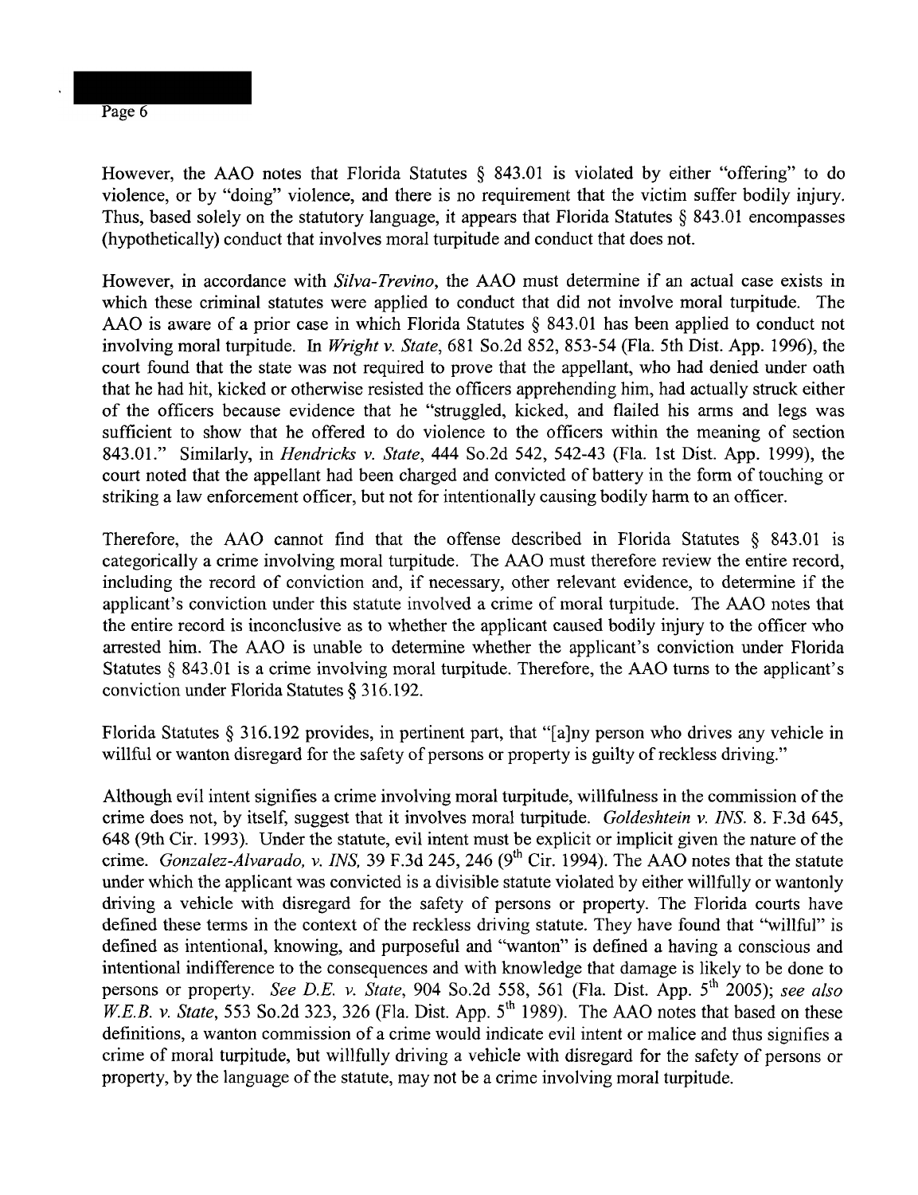However, the AAO notes that Florida Statutes § 843.01 is violated by either "offering" to do violence, or by "doing" violence, and there is no requirement that the victim suffer bodily injury. Thus, based solely on the statutory language, it appears that Florida Statutes § 843.01 encompasses (hypothetically) conduct that involves moral turpitude and conduct that does not.

However, in accordance with *Silva-Trevino*, the AAO must determine if an actual case exists in which these criminal statutes were applied to conduct that did not involve moral turpitude. The AAO is aware of a prior case in which Florida Statutes § 843.01 has been applied to conduct not involving moral turpitude. In *Wright v. State*, 681 So.2d 852, 853-54 (Fla. 5th Dist. App. 1996), the court found that the state was not required to prove that the appellant, who had denied under oath that he had hit, kicked or otherwise resisted the officers apprehending him, had actually struck either of the officers because evidence that he "struggled, kicked, and flailed his arms and legs was sufficient to show that he offered to do violence to the officers within the meaning of section 843.01." Similarly, in *Hendricks v. State*, 444 So.2d 542, 542-43 (Fla. 1st Dist. App. 1999), the court noted that the appellant had been charged and convicted of battery in the form of touching or striking a law enforcement officer, but not for intentionally causing bodily harm to an officer.

Therefore, the AAO cannot find that the offense described in Florida Statutes § 843.01 is categorically a crime involving moral turpitude. The AAO must therefore review the entire record, including the record of conviction and, if necessary, other relevant evidence, to determine if the applicant's conviction under this statute involved a crime of moral turpitude. The AAO notes that the entire record is inconclusive as to whether the applicant caused bodily injury to the officer who arrested him. The AAO is unable to determine whether the applicant's conviction under Florida Statutes § 843.01 is a crime involving moral turpitude. Therefore, the AAO turns to the applicant's conviction under Florida Statutes § 316.192.

Florida Statutes § 316.192 provides, in pertinent part, that "[a]ny person who drives any vehicle in willful or wanton disregard for the safety of persons or property is guilty of reckless driving."

Although evil intent signifies a crime involving moral turpitude, willfulness in the commission of the crime does not, by itself, suggest that it involves moral turpitude. *Goldeshtein v. INS*. 8. F.3d 645, 648 (9th Cir. 1993). Under the statute, evil intent must be explicit or implicit given the nature of the crime. *Gonzalez-Alvarado, v. INS*, 39 F.3d 245, 246 (9th Cir. 1994). The AAO notes that the statute under which the applicant was convicted is a divisible statute violated by either willfully or wantonly driving a vehicle with disregard for the safety of persons or property. The Florida courts have defined these terms in the context of the reckless driving statute. They have found that "willful" is defined as intentional, knowing, and purposeful and "wanton" is defined a having a conscious and intentional indifference to the consequences and with knowledge that damage is likely to be done to persons or property. *See D.E. v. State*, 904 So.2d 558, 561 (Fla. Dist. App. 5th 2005); *see also W.E.B. v. State*, 553 So.2d 323, 326 (Fla. Dist. App. 5th 1989). The AAO notes that based on these definitions, a wanton commission of a crime would indicate evil intent or malice and thus signifies a crime of moral turpitude, but willfully driving a vehicle with disregard for the safety of persons or property, by the language of the statute, may not be a crime involving moral turpitude.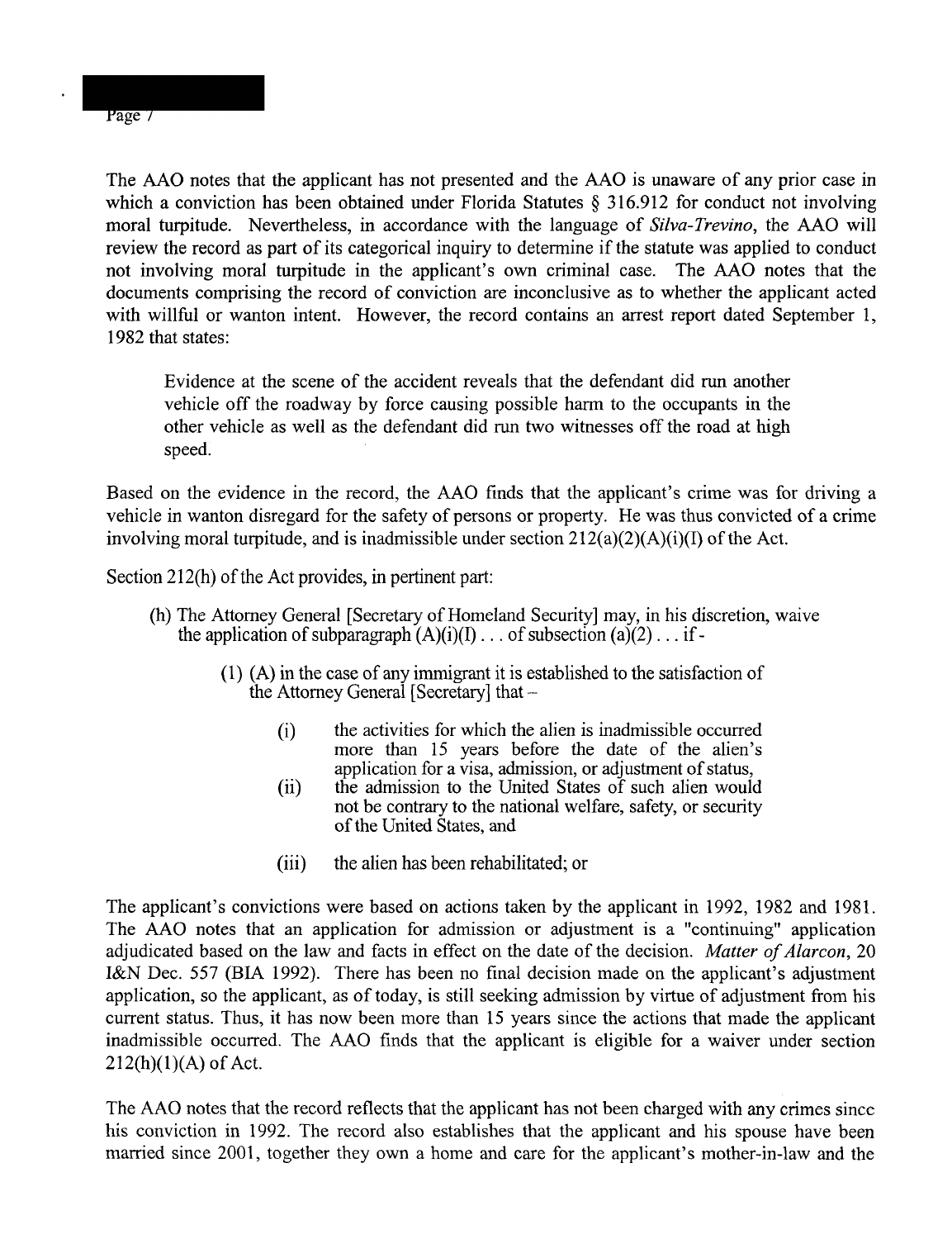The AAO notes that the applicant has not presented and the AAO is unaware of any prior case in which a conviction has been obtained under Florida Statutes § 316.912 for conduct not involving moral turpitude. Nevertheless, in accordance with the language of *Silva-Trevino*, the AAO will review the record as part of its categorical inquiry to determine if the statute was applied to conduct not involving moral turpitude in the applicant's own criminal case. The AAO notes that the documents comprising the record of conviction are inconclusive as to whether the applicant acted with willful or wanton intent. However, the record contains an arrest report dated September 1, 1982 that states:

> Evidence at the scene of the accident reveals that the defendant did run another vehicle off the roadway by force causing possible harm to the occupants in the other vehicle as well as the defendant did run two witnesses off the road at high speed.

Based on the evidence in the record, the AAO finds that the applicant's crime was for driving a vehicle in wanton disregard for the safety of persons or property. He was thus convicted of a crime involving moral turpitude, and is inadmissible under section 212(a)(2)(A)(i)(I) of the Act.

Section 212(h) of the Act provides, in pertinent part:

> (h) The Attorney General [Secretary of Homeland Security] may, in his discretion, waive the application of subparagraph (A)(i)(I) . . . of subsection (a)(2) . . . if -
>
> (1) (A) in the case of any immigrant it is established to the satisfaction of the Attorney General [Secretary] that –
>
> (i) the activities for which the alien is inadmissible occurred more than 15 years before the date of the alien's application for a visa, admission, or adjustment of status,
>
> (ii) the admission to the United States of such alien would not be contrary to the national welfare, safety, or security of the United States, and
>
> (iii) the alien has been rehabilitated; or

The applicant's convictions were based on actions taken by the applicant in 1992, 1982 and 1981. The AAO notes that an application for admission or adjustment is a "continuing" application adjudicated based on the law and facts in effect on the date of the decision. *Matter of Alarcon*, 20 I&N Dec. 557 (BIA 1992). There has been no final decision made on the applicant's adjustment application, so the applicant, as of today, is still seeking admission by virtue of adjustment from his current status. Thus, it has now been more than 15 years since the actions that made the applicant inadmissible occurred. The AAO finds that the applicant is eligible for a waiver under section 212(h)(1)(A) of Act.

The AAO notes that the record reflects that the applicant has not been charged with any crimes since his conviction in 1992. The record also establishes that the applicant and his spouse have been married since 2001, together they own a home and care for the applicant's mother-in-law and the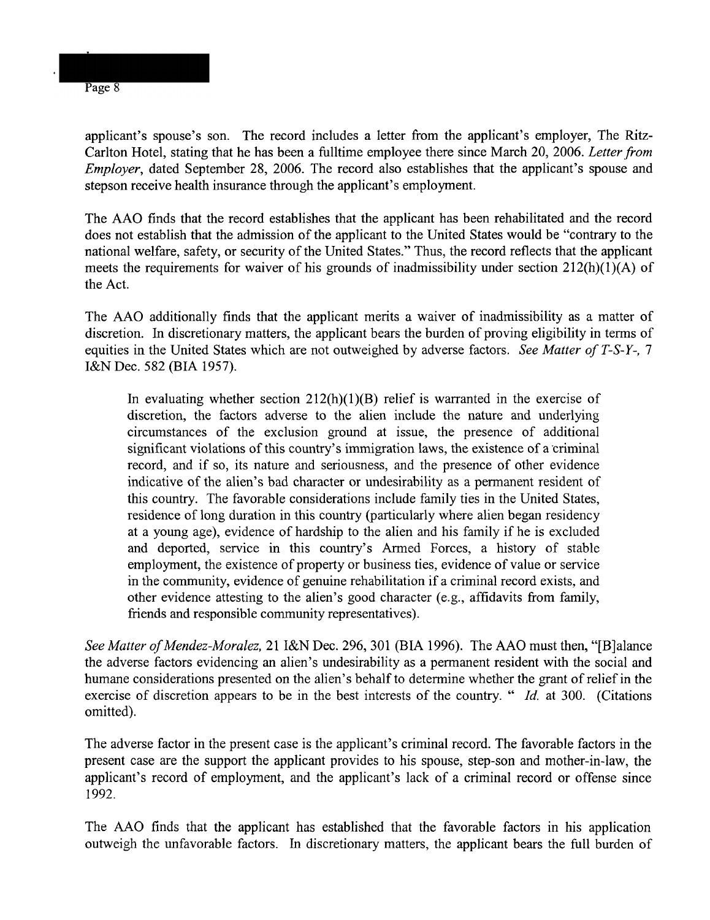applicant's spouse's son. The record includes a letter from the applicant's employer, The Ritz-Carlton Hotel, stating that he has been a fulltime employee there since March 20, 2006. *Letter from Employer*, dated September 28, 2006. The record also establishes that the applicant's spouse and stepson receive health insurance through the applicant's employment.

The AAO finds that the record establishes that the applicant has been rehabilitated and the record does not establish that the admission of the applicant to the United States would be "contrary to the national welfare, safety, or security of the United States." Thus, the record reflects that the applicant meets the requirements for waiver of his grounds of inadmissibility under section 212(h)(1)(A) of the Act.

The AAO additionally finds that the applicant merits a waiver of inadmissibility as a matter of discretion. In discretionary matters, the applicant bears the burden of proving eligibility in terms of equities in the United States which are not outweighed by adverse factors. *See Matter of T-S-Y-*, 7 I&N Dec. 582 (BIA 1957).

> In evaluating whether section 212(h)(1)(B) relief is warranted in the exercise of discretion, the factors adverse to the alien include the nature and underlying circumstances of the exclusion ground at issue, the presence of additional significant violations of this country's immigration laws, the existence of a criminal record, and if so, its nature and seriousness, and the presence of other evidence indicative of the alien's bad character or undesirability as a permanent resident of this country. The favorable considerations include family ties in the United States, residence of long duration in this country (particularly where alien began residency at a young age), evidence of hardship to the alien and his family if he is excluded and deported, service in this country's Armed Forces, a history of stable employment, the existence of property or business ties, evidence of value or service in the community, evidence of genuine rehabilitation if a criminal record exists, and other evidence attesting to the alien's good character (e.g., affidavits from family, friends and responsible community representatives).

*See Matter of Mendez-Moralez*, 21 I&N Dec. 296, 301 (BIA 1996). The AAO must then, "[B]alance the adverse factors evidencing an alien's undesirability as a permanent resident with the social and humane considerations presented on the alien's behalf to determine whether the grant of relief in the exercise of discretion appears to be in the best interests of the country. " *Id.* at 300. (Citations omitted).

The adverse factor in the present case is the applicant's criminal record. The favorable factors in the present case are the support the applicant provides to his spouse, step-son and mother-in-law, the applicant's record of employment, and the applicant's lack of a criminal record or offense since 1992.

The AAO finds that the applicant has established that the favorable factors in his application outweigh the unfavorable factors. In discretionary matters, the applicant bears the full burden of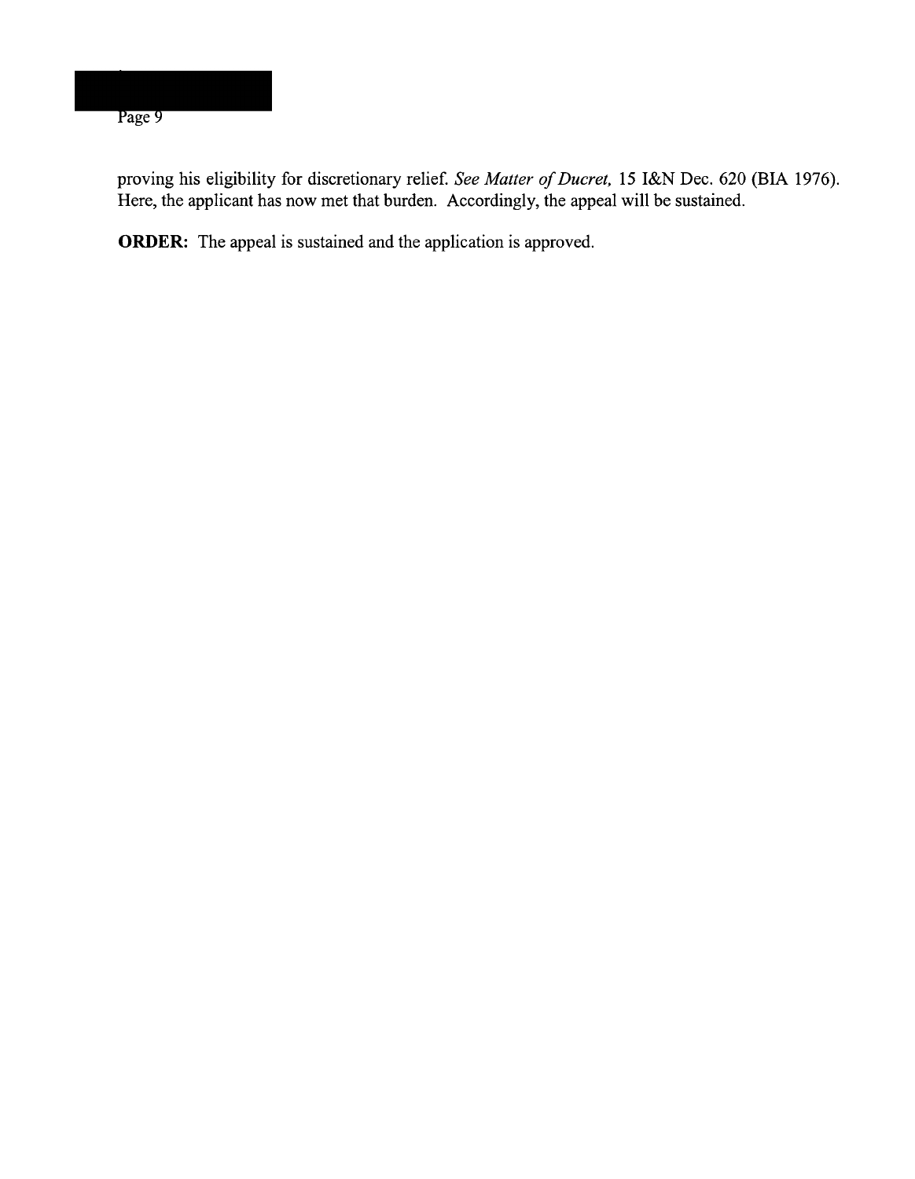proving his eligibility for discretionary relief. *See Matter of Ducret,* 15 I&N Dec. 620 (BIA 1976). Here, the applicant has now met that burden. Accordingly, the appeal will be sustained.

**ORDER:** The appeal is sustained and the application is approved.